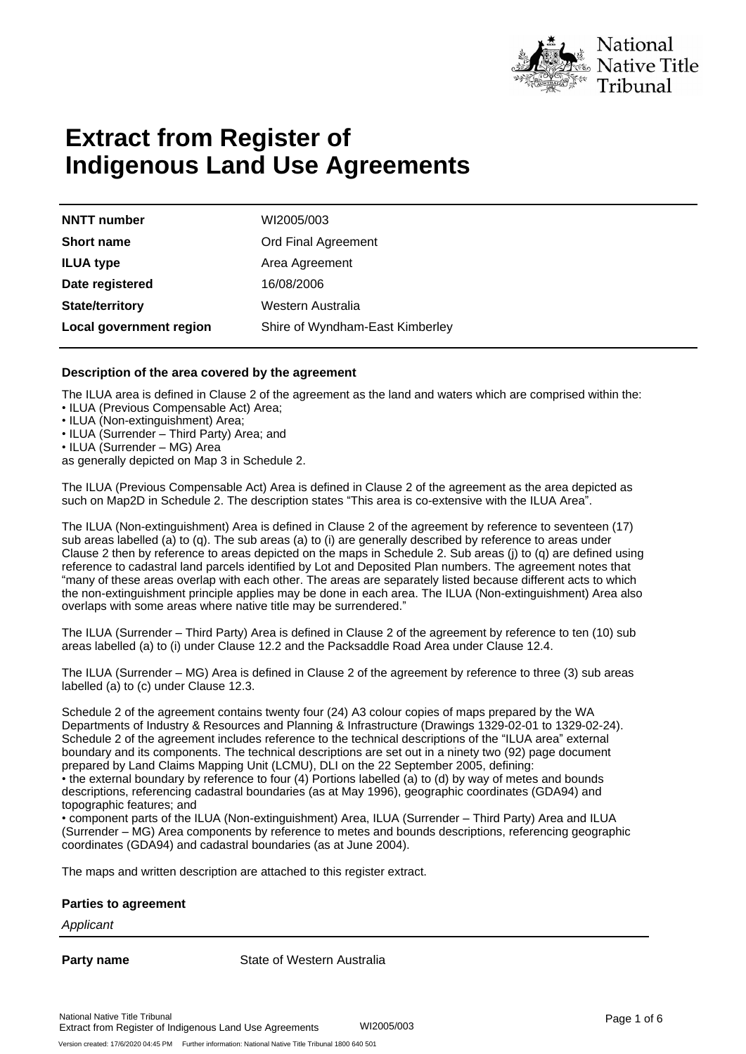# Extract from Register of Indigenous Land Use Agreements

| | |
|---|---|
| **NNTT number** | WI2005/003 |
| **Short name** | Ord Final Agreement |
| **ILUA type** | Area Agreement |
| **Date registered** | 16/08/2006 |
| **State/territory** | Western Australia |
| **Local government region** | Shire of Wyndham-East Kimberley |

### Description of the area covered by the agreement

The ILUA area is defined in Clause 2 of the agreement as the land and waters which are comprised within the:

- ILUA (Previous Compensable Act) Area;
- ILUA (Non-extinguishment) Area;
- ILUA (Surrender – Third Party) Area; and
- ILUA (Surrender – MG) Area

as generally depicted on Map 3 in Schedule 2.

The ILUA (Previous Compensable Act) Area is defined in Clause 2 of the agreement as the area depicted as such on Map2D in Schedule 2. The description states "This area is co-extensive with the ILUA Area".

The ILUA (Non-extinguishment) Area is defined in Clause 2 of the agreement by reference to seventeen (17) sub areas labelled (a) to (q). The sub areas (a) to (i) are generally described by reference to areas under Clause 2 then by reference to areas depicted on the maps in Schedule 2. Sub areas (j) to (q) are defined using reference to cadastral land parcels identified by Lot and Deposited Plan numbers. The agreement notes that "many of these areas overlap with each other. The areas are separately listed because different acts to which the non-extinguishment principle applies may be done in each area. The ILUA (Non-extinguishment) Area also overlaps with some areas where native title may be surrendered."

The ILUA (Surrender – Third Party) Area is defined in Clause 2 of the agreement by reference to ten (10) sub areas labelled (a) to (i) under Clause 12.2 and the Packsaddle Road Area under Clause 12.4.

The ILUA (Surrender – MG) Area is defined in Clause 2 of the agreement by reference to three (3) sub areas labelled (a) to (c) under Clause 12.3.

Schedule 2 of the agreement contains twenty four (24) A3 colour copies of maps prepared by the WA Departments of Industry & Resources and Planning & Infrastructure (Drawings 1329-02-01 to 1329-02-24). Schedule 2 of the agreement includes reference to the technical descriptions of the "ILUA area" external boundary and its components. The technical descriptions are set out in a ninety two (92) page document prepared by Land Claims Mapping Unit (LCMU), DLI on the 22 September 2005, defining:

- the external boundary by reference to four (4) Portions labelled (a) to (d) by way of metes and bounds descriptions, referencing cadastral boundaries (as at May 1996), geographic coordinates (GDA94) and topographic features; and
- component parts of the ILUA (Non-extinguishment) Area, ILUA (Surrender – Third Party) Area and ILUA (Surrender – MG) Area components by reference to metes and bounds descriptions, referencing geographic coordinates (GDA94) and cadastral boundaries (as at June 2004).

The maps and written description are attached to this register extract.

### Parties to agreement

*Applicant*

| | |
|---|---|
| **Party name** | State of Western Australia |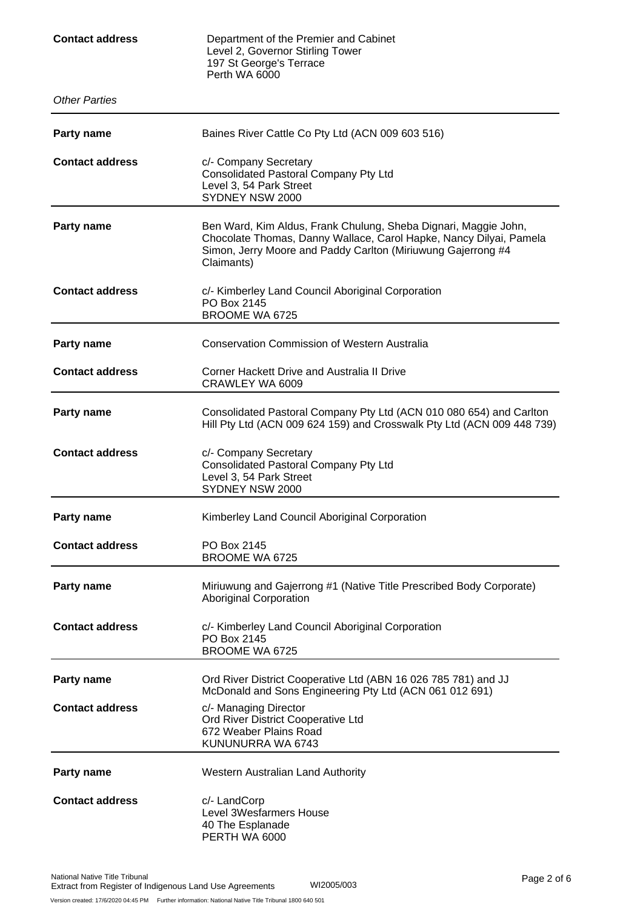| | |
|---|---|
| **Contact address** | Department of the Premier and Cabinet<br>Level 2, Governor Stirling Tower<br>197 St George's Terrace<br>Perth WA 6000 |

*Other Parties*

| | |
|---|---|
| **Party name** | Baines River Cattle Co Pty Ltd (ACN 009 603 516) |
| **Contact address** | c/- Company Secretary<br>Consolidated Pastoral Company Pty Ltd<br>Level 3, 54 Park Street<br>SYDNEY NSW 2000 |
| **Party name** | Ben Ward, Kim Aldus, Frank Chulung, Sheba Dignari, Maggie John, Chocolate Thomas, Danny Wallace, Carol Hapke, Nancy Dilyai, Pamela Simon, Jerry Moore and Paddy Carlton (Miriuwung Gajerrong #4 Claimants) |
| **Contact address** | c/- Kimberley Land Council Aboriginal Corporation<br>PO Box 2145<br>BROOME WA 6725 |
| **Party name** | Conservation Commission of Western Australia |
| **Contact address** | Corner Hackett Drive and Australia II Drive<br>CRAWLEY WA 6009 |
| **Party name** | Consolidated Pastoral Company Pty Ltd (ACN 010 080 654) and Carlton Hill Pty Ltd (ACN 009 624 159) and Crosswalk Pty Ltd (ACN 009 448 739) |
| **Contact address** | c/- Company Secretary<br>Consolidated Pastoral Company Pty Ltd<br>Level 3, 54 Park Street<br>SYDNEY NSW 2000 |
| **Party name** | Kimberley Land Council Aboriginal Corporation |
| **Contact address** | PO Box 2145<br>BROOME WA 6725 |
| **Party name** | Miriuwung and Gajerrong #1 (Native Title Prescribed Body Corporate) Aboriginal Corporation |
| **Contact address** | c/- Kimberley Land Council Aboriginal Corporation<br>PO Box 2145<br>BROOME WA 6725 |
| **Party name** | Ord River District Cooperative Ltd (ABN 16 026 785 781) and JJ McDonald and Sons Engineering Pty Ltd (ACN 061 012 691) |
| **Contact address** | c/- Managing Director<br>Ord River District Cooperative Ltd<br>672 Weaber Plains Road<br>KUNUNURRA WA 6743 |
| **Party name** | Western Australian Land Authority |
| **Contact address** | c/- LandCorp<br>Level 3Wesfarmers House<br>40 The Esplanade<br>PERTH WA 6000 |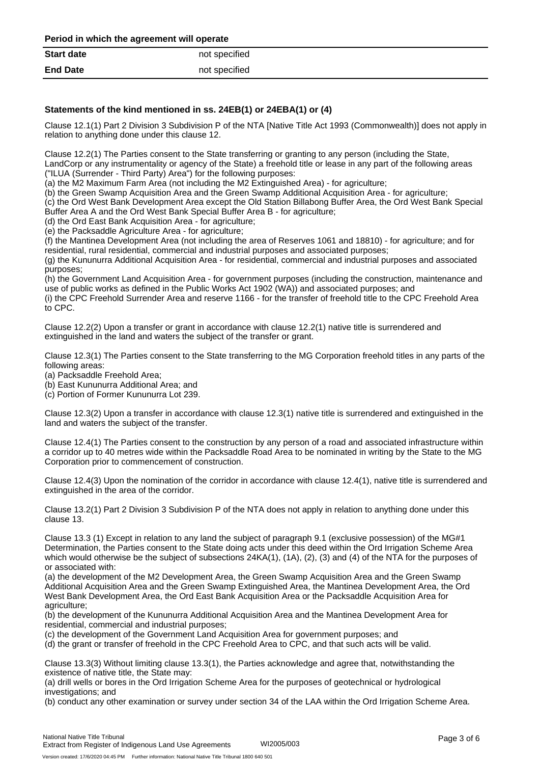**Period in which the agreement will operate**

| **Start date** | not specified |
| --- | --- |
| **End Date** | not specified |

**Statements of the kind mentioned in ss. 24EB(1) or 24EBA(1) or (4)**

Clause 12.1(1) Part 2 Division 3 Subdivision P of the NTA [Native Title Act 1993 (Commonwealth)] does not apply in relation to anything done under this clause 12.

Clause 12.2(1) The Parties consent to the State transferring or granting to any person (including the State, LandCorp or any instrumentality or agency of the State) a freehold title or lease in any part of the following areas ("ILUA (Surrender - Third Party) Area") for the following purposes:
(a) the M2 Maximum Farm Area (not including the M2 Extinguished Area) - for agriculture;
(b) the Green Swamp Acquisition Area and the Green Swamp Additional Acquisition Area - for agriculture;
(c) the Ord West Bank Development Area except the Old Station Billabong Buffer Area, the Ord West Bank Special Buffer Area A and the Ord West Bank Special Buffer Area B - for agriculture;
(d) the Ord East Bank Acquisition Area - for agriculture;
(e) the Packsaddle Agriculture Area - for agriculture;
(f) the Mantinea Development Area (not including the area of Reserves 1061 and 18810) - for agriculture; and for residential, rural residential, commercial and industrial purposes and associated purposes;
(g) the Kununurra Additional Acquisition Area - for residential, commercial and industrial purposes and associated purposes;
(h) the Government Land Acquisition Area - for government purposes (including the construction, maintenance and use of public works as defined in the Public Works Act 1902 (WA)) and associated purposes; and
(i) the CPC Freehold Surrender Area and reserve 1166 - for the transfer of freehold title to the CPC Freehold Area to CPC.

Clause 12.2(2) Upon a transfer or grant in accordance with clause 12.2(1) native title is surrendered and extinguished in the land and waters the subject of the transfer or grant.

Clause 12.3(1) The Parties consent to the State transferring to the MG Corporation freehold titles in any parts of the following areas:
(a) Packsaddle Freehold Area;
(b) East Kununurra Additional Area; and
(c) Portion of Former Kununurra Lot 239.

Clause 12.3(2) Upon a transfer in accordance with clause 12.3(1) native title is surrendered and extinguished in the land and waters the subject of the transfer.

Clause 12.4(1) The Parties consent to the construction by any person of a road and associated infrastructure within a corridor up to 40 metres wide within the Packsaddle Road Area to be nominated in writing by the State to the MG Corporation prior to commencement of construction.

Clause 12.4(3) Upon the nomination of the corridor in accordance with clause 12.4(1), native title is surrendered and extinguished in the area of the corridor.

Clause 13.2(1) Part 2 Division 3 Subdivision P of the NTA does not apply in relation to anything done under this clause 13.

Clause 13.3 (1) Except in relation to any land the subject of paragraph 9.1 (exclusive possession) of the MG#1 Determination, the Parties consent to the State doing acts under this deed within the Ord Irrigation Scheme Area which would otherwise be the subject of subsections 24KA(1), (1A), (2), (3) and (4) of the NTA for the purposes of or associated with:
(a) the development of the M2 Development Area, the Green Swamp Acquisition Area and the Green Swamp Additional Acquisition Area and the Green Swamp Extinguished Area, the Mantinea Development Area, the Ord West Bank Development Area, the Ord East Bank Acquisition Area or the Packsaddle Acquisition Area for agriculture;
(b) the development of the Kununurra Additional Acquisition Area and the Mantinea Development Area for residential, commercial and industrial purposes;
(c) the development of the Government Land Acquisition Area for government purposes; and
(d) the grant or transfer of freehold in the CPC Freehold Area to CPC, and that such acts will be valid.

Clause 13.3(3) Without limiting clause 13.3(1), the Parties acknowledge and agree that, notwithstanding the existence of native title, the State may:
(a) drill wells or bores in the Ord Irrigation Scheme Area for the purposes of geotechnical or hydrological investigations; and
(b) conduct any other examination or survey under section 34 of the LAA within the Ord Irrigation Scheme Area.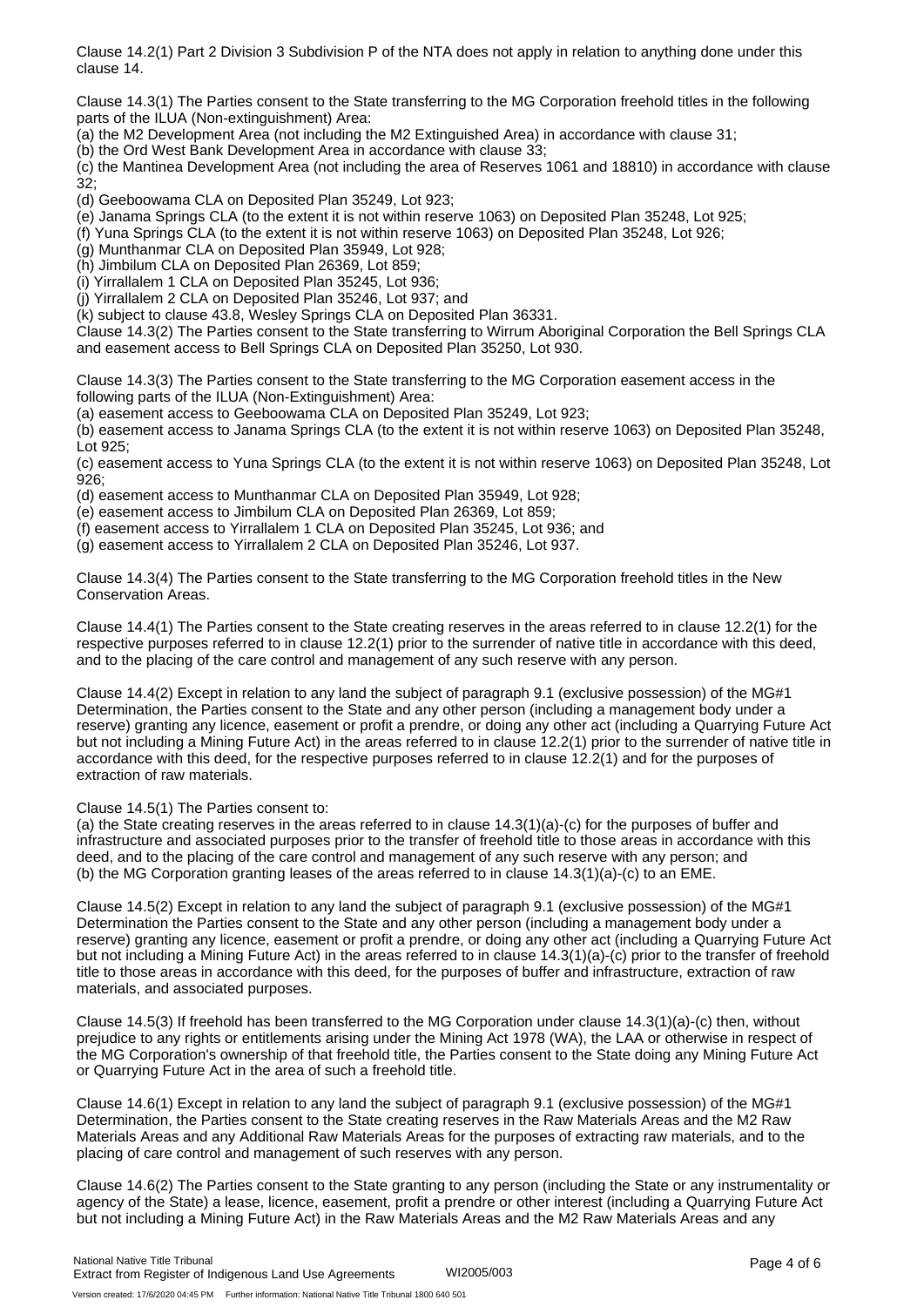Clause 14.2(1) Part 2 Division 3 Subdivision P of the NTA does not apply in relation to anything done under this clause 14.

Clause 14.3(1) The Parties consent to the State transferring to the MG Corporation freehold titles in the following parts of the ILUA (Non-extinguishment) Area:
(a) the M2 Development Area (not including the M2 Extinguished Area) in accordance with clause 31;
(b) the Ord West Bank Development Area in accordance with clause 33;
(c) the Mantinea Development Area (not including the area of Reserves 1061 and 18810) in accordance with clause 32;
(d) Geeboowama CLA on Deposited Plan 35249, Lot 923;
(e) Janama Springs CLA (to the extent it is not within reserve 1063) on Deposited Plan 35248, Lot 925;
(f) Yuna Springs CLA (to the extent it is not within reserve 1063) on Deposited Plan 35248, Lot 926;
(g) Munthanmar CLA on Deposited Plan 35949, Lot 928;
(h) Jimbilum CLA on Deposited Plan 26369, Lot 859;
(i) Yirrallalem 1 CLA on Deposited Plan 35245, Lot 936;
(j) Yirrallalem 2 CLA on Deposited Plan 35246, Lot 937; and
(k) subject to clause 43.8, Wesley Springs CLA on Deposited Plan 36331.
Clause 14.3(2) The Parties consent to the State transferring to Wirrum Aboriginal Corporation the Bell Springs CLA and easement access to Bell Springs CLA on Deposited Plan 35250, Lot 930.

Clause 14.3(3) The Parties consent to the State transferring to the MG Corporation easement access in the following parts of the ILUA (Non-Extinguishment) Area:
(a) easement access to Geeboowama CLA on Deposited Plan 35249, Lot 923;
(b) easement access to Janama Springs CLA (to the extent it is not within reserve 1063) on Deposited Plan 35248, Lot 925;
(c) easement access to Yuna Springs CLA (to the extent it is not within reserve 1063) on Deposited Plan 35248, Lot 926;
(d) easement access to Munthanmar CLA on Deposited Plan 35949, Lot 928;
(e) easement access to Jimbilum CLA on Deposited Plan 26369, Lot 859;
(f) easement access to Yirrallalem 1 CLA on Deposited Plan 35245, Lot 936; and
(g) easement access to Yirrallalem 2 CLA on Deposited Plan 35246, Lot 937.

Clause 14.3(4) The Parties consent to the State transferring to the MG Corporation freehold titles in the New Conservation Areas.

Clause 14.4(1) The Parties consent to the State creating reserves in the areas referred to in clause 12.2(1) for the respective purposes referred to in clause 12.2(1) prior to the surrender of native title in accordance with this deed, and to the placing of the care control and management of any such reserve with any person.

Clause 14.4(2) Except in relation to any land the subject of paragraph 9.1 (exclusive possession) of the MG#1 Determination, the Parties consent to the State and any other person (including a management body under a reserve) granting any licence, easement or profit a prendre, or doing any other act (including a Quarrying Future Act but not including a Mining Future Act) in the areas referred to in clause 12.2(1) prior to the surrender of native title in accordance with this deed, for the respective purposes referred to in clause 12.2(1) and for the purposes of extraction of raw materials.

Clause 14.5(1) The Parties consent to:
(a) the State creating reserves in the areas referred to in clause 14.3(1)(a)-(c) for the purposes of buffer and infrastructure and associated purposes prior to the transfer of freehold title to those areas in accordance with this deed, and to the placing of the care control and management of any such reserve with any person; and
(b) the MG Corporation granting leases of the areas referred to in clause 14.3(1)(a)-(c) to an EME.

Clause 14.5(2) Except in relation to any land the subject of paragraph 9.1 (exclusive possession) of the MG#1 Determination the Parties consent to the State and any other person (including a management body under a reserve) granting any licence, easement or profit a prendre, or doing any other act (including a Quarrying Future Act but not including a Mining Future Act) in the areas referred to in clause 14.3(1)(a)-(c) prior to the transfer of freehold title to those areas in accordance with this deed, for the purposes of buffer and infrastructure, extraction of raw materials, and associated purposes.

Clause 14.5(3) If freehold has been transferred to the MG Corporation under clause 14.3(1)(a)-(c) then, without prejudice to any rights or entitlements arising under the Mining Act 1978 (WA), the LAA or otherwise in respect of the MG Corporation's ownership of that freehold title, the Parties consent to the State doing any Mining Future Act or Quarrying Future Act in the area of such a freehold title.

Clause 14.6(1) Except in relation to any land the subject of paragraph 9.1 (exclusive possession) of the MG#1 Determination, the Parties consent to the State creating reserves in the Raw Materials Areas and the M2 Raw Materials Areas and any Additional Raw Materials Areas for the purposes of extracting raw materials, and to the placing of care control and management of such reserves with any person.

Clause 14.6(2) The Parties consent to the State granting to any person (including the State or any instrumentality or agency of the State) a lease, licence, easement, profit a prendre or other interest (including a Quarrying Future Act but not including a Mining Future Act) in the Raw Materials Areas and the M2 Raw Materials Areas and any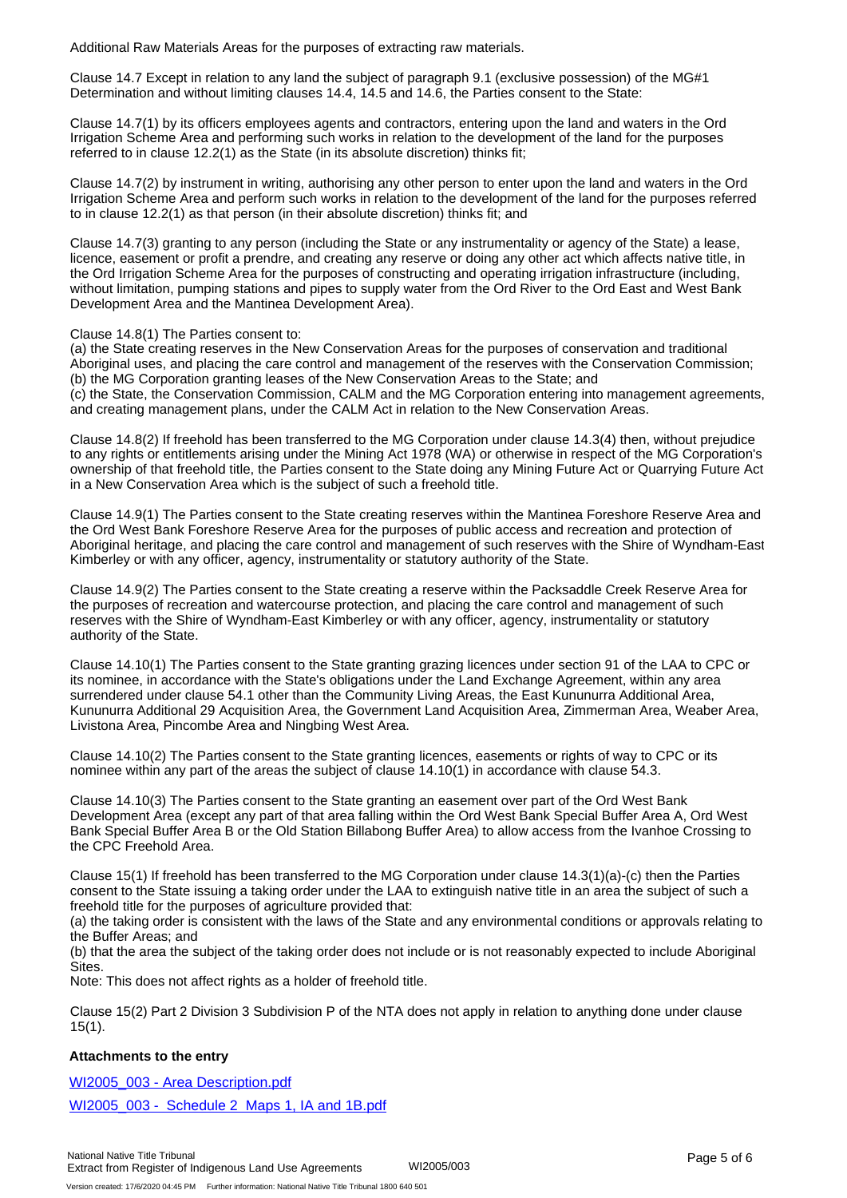Additional Raw Materials Areas for the purposes of extracting raw materials.

Clause 14.7 Except in relation to any land the subject of paragraph 9.1 (exclusive possession) of the MG#1 Determination and without limiting clauses 14.4, 14.5 and 14.6, the Parties consent to the State:

Clause 14.7(1) by its officers employees agents and contractors, entering upon the land and waters in the Ord Irrigation Scheme Area and performing such works in relation to the development of the land for the purposes referred to in clause 12.2(1) as the State (in its absolute discretion) thinks fit;

Clause 14.7(2) by instrument in writing, authorising any other person to enter upon the land and waters in the Ord Irrigation Scheme Area and perform such works in relation to the development of the land for the purposes referred to in clause 12.2(1) as that person (in their absolute discretion) thinks fit; and

Clause 14.7(3) granting to any person (including the State or any instrumentality or agency of the State) a lease, licence, easement or profit a prendre, and creating any reserve or doing any other act which affects native title, in the Ord Irrigation Scheme Area for the purposes of constructing and operating irrigation infrastructure (including, without limitation, pumping stations and pipes to supply water from the Ord River to the Ord East and West Bank Development Area and the Mantinea Development Area).

Clause 14.8(1) The Parties consent to:
(a) the State creating reserves in the New Conservation Areas for the purposes of conservation and traditional Aboriginal uses, and placing the care control and management of the reserves with the Conservation Commission;
(b) the MG Corporation granting leases of the New Conservation Areas to the State; and
(c) the State, the Conservation Commission, CALM and the MG Corporation entering into management agreements, and creating management plans, under the CALM Act in relation to the New Conservation Areas.

Clause 14.8(2) If freehold has been transferred to the MG Corporation under clause 14.3(4) then, without prejudice to any rights or entitlements arising under the Mining Act 1978 (WA) or otherwise in respect of the MG Corporation's ownership of that freehold title, the Parties consent to the State doing any Mining Future Act or Quarrying Future Act in a New Conservation Area which is the subject of such a freehold title.

Clause 14.9(1) The Parties consent to the State creating reserves within the Mantinea Foreshore Reserve Area and the Ord West Bank Foreshore Reserve Area for the purposes of public access and recreation and protection of Aboriginal heritage, and placing the care control and management of such reserves with the Shire of Wyndham-East Kimberley or with any officer, agency, instrumentality or statutory authority of the State.

Clause 14.9(2) The Parties consent to the State creating a reserve within the Packsaddle Creek Reserve Area for the purposes of recreation and watercourse protection, and placing the care control and management of such reserves with the Shire of Wyndham-East Kimberley or with any officer, agency, instrumentality or statutory authority of the State.

Clause 14.10(1) The Parties consent to the State granting grazing licences under section 91 of the LAA to CPC or its nominee, in accordance with the State's obligations under the Land Exchange Agreement, within any area surrendered under clause 54.1 other than the Community Living Areas, the East Kununurra Additional Area, Kununurra Additional 29 Acquisition Area, the Government Land Acquisition Area, Zimmerman Area, Weaber Area, Livistona Area, Pincombe Area and Ningbing West Area.

Clause 14.10(2) The Parties consent to the State granting licences, easements or rights of way to CPC or its nominee within any part of the areas the subject of clause 14.10(1) in accordance with clause 54.3.

Clause 14.10(3) The Parties consent to the State granting an easement over part of the Ord West Bank Development Area (except any part of that area falling within the Ord West Bank Special Buffer Area A, Ord West Bank Special Buffer Area B or the Old Station Billabong Buffer Area) to allow access from the Ivanhoe Crossing to the CPC Freehold Area.

Clause 15(1) If freehold has been transferred to the MG Corporation under clause 14.3(1)(a)-(c) then the Parties consent to the State issuing a taking order under the LAA to extinguish native title in an area the subject of such a freehold title for the purposes of agriculture provided that:
(a) the taking order is consistent with the laws of the State and any environmental conditions or approvals relating to the Buffer Areas; and
(b) that the area the subject of the taking order does not include or is not reasonably expected to include Aboriginal Sites.
Note: This does not affect rights as a holder of freehold title.

Clause 15(2) Part 2 Division 3 Subdivision P of the NTA does not apply in relation to anything done under clause 15(1).

**Attachments to the entry**

WI2005_003 - Area Description.pdf

WI2005_003 - Schedule 2 Maps 1, IA and 1B.pdf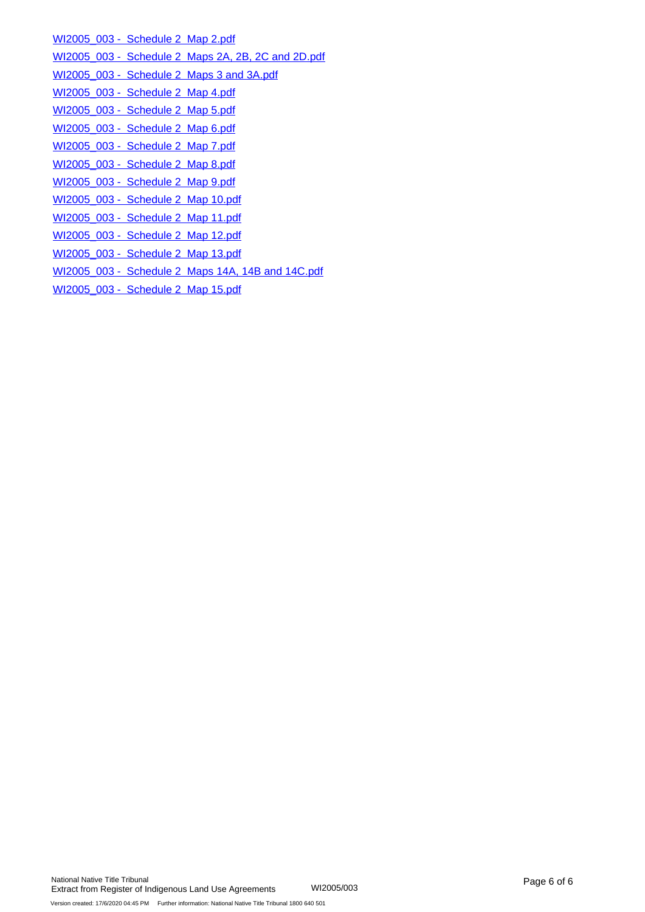WI2005_003 - Schedule 2 Map 2.pdf

WI2005_003 - Schedule 2 Maps 2A, 2B, 2C and 2D.pdf

WI2005_003 - Schedule 2 Maps 3 and 3A.pdf

WI2005_003 - Schedule 2 Map 4.pdf

WI2005_003 - Schedule 2 Map 5.pdf

WI2005_003 - Schedule 2 Map 6.pdf

WI2005_003 - Schedule 2 Map 7.pdf

WI2005_003 - Schedule 2 Map 8.pdf

WI2005_003 - Schedule 2 Map 9.pdf

WI2005_003 - Schedule 2 Map 10.pdf

WI2005_003 - Schedule 2 Map 11.pdf

WI2005_003 - Schedule 2 Map 12.pdf

WI2005_003 - Schedule 2 Map 13.pdf

WI2005_003 - Schedule 2 Maps 14A, 14B and 14C.pdf

WI2005_003 - Schedule 2 Map 15.pdf